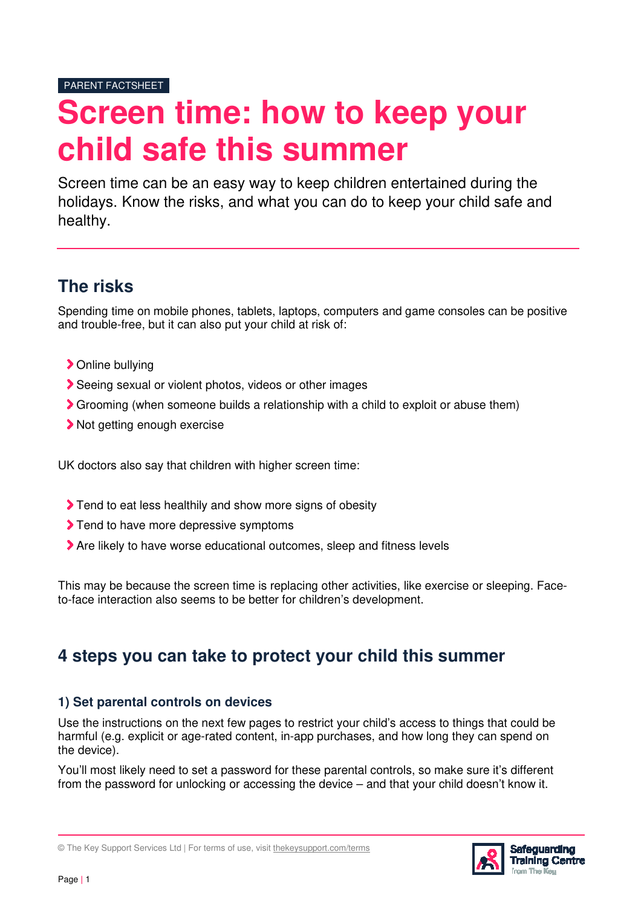PARENT FACTSHEET

# Screen time: how to keep your child safe this summer

Screen time can be an easy way to keep children entertained during the holidays. Know the risks, and what you can do to keep your child safe and healthy.

## The risks

Spending time on mobile phones, tablets, laptops, computers and game consoles can be positive and trouble-free, but it can also put your child at risk of:

- Online bullying
- Seeing sexual or violent photos, videos or other images
- Grooming (when someone builds a relationship with a child to exploit or abuse them)
- Not getting enough exercise

UK doctors also say that children with higher screen time:

- Tend to eat less healthily and show more signs of obesity
- Tend to have more depressive symptoms
- Are likely to have worse educational outcomes, sleep and fitness levels

This may be because the screen time is replacing other activities, like exercise or sleeping. Face-to-face interaction also seems to be better for children's development.

## 4 steps you can take to protect your child this summer

### 1) Set parental controls on devices

Use the instructions on the next few pages to restrict your child's access to things that could be harmful (e.g. explicit or age-rated content, in-app purchases, and how long they can spend on the device).

You'll most likely need to set a password for these parental controls, so make sure it's different from the password for unlocking or accessing the device – and that your child doesn't know it.

© The Key Support Services Ltd | For terms of use, visit thekeysupport.com/terms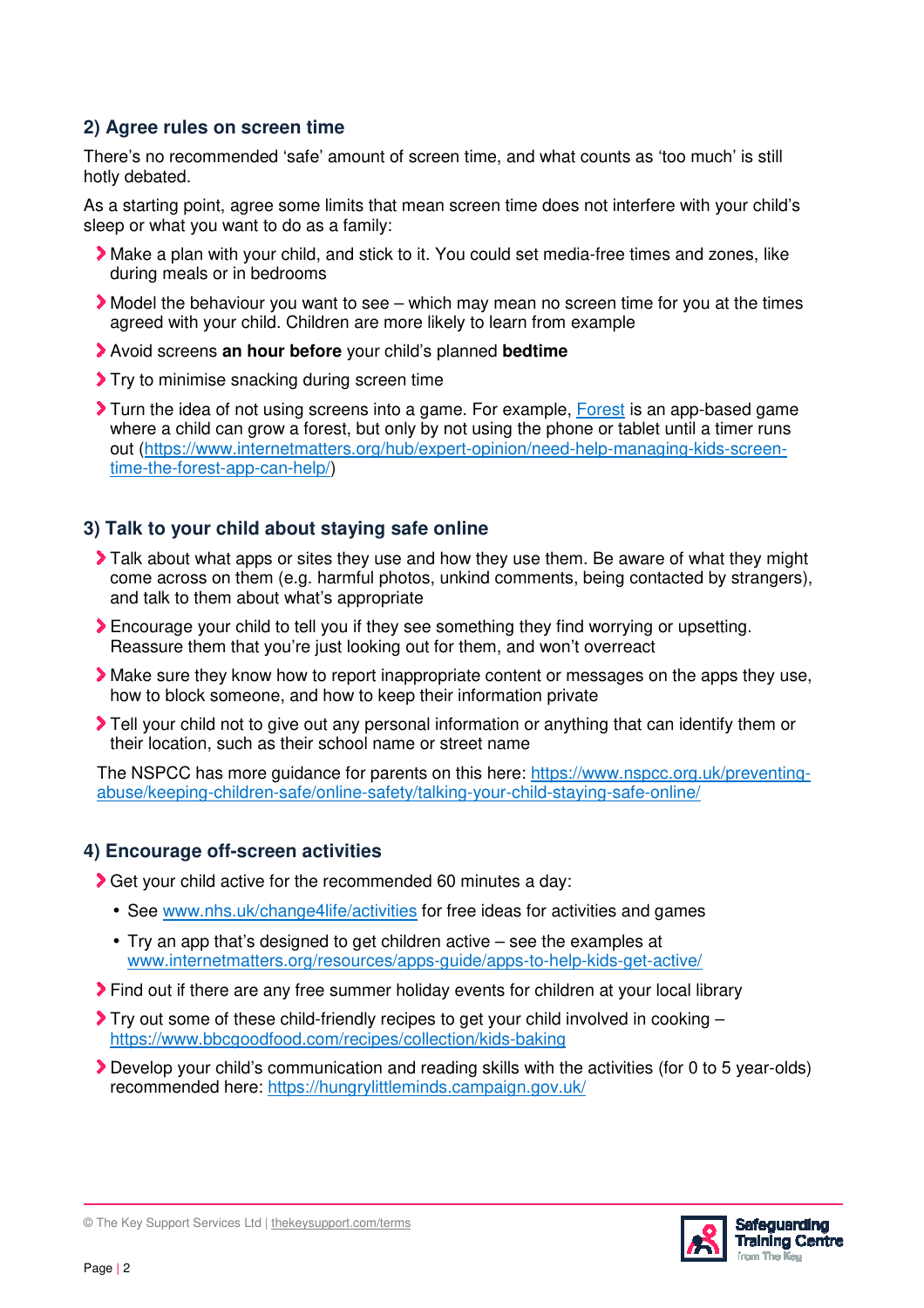## 2) Agree rules on screen time

There's no recommended 'safe' amount of screen time, and what counts as 'too much' is still hotly debated.

As a starting point, agree some limits that mean screen time does not interfere with your child's sleep or what you want to do as a family:

- Make a plan with your child, and stick to it. You could set media-free times and zones, like during meals or in bedrooms
- Model the behaviour you want to see – which may mean no screen time for you at the times agreed with your child. Children are more likely to learn from example
- Avoid screens **an hour before** your child's planned **bedtime**
- Try to minimise snacking during screen time
- Turn the idea of not using screens into a game. For example, [Forest](https://www.internetmatters.org/hub/expert-opinion/need-help-managing-kids-screen-time-the-forest-app-can-help/) is an app-based game where a child can grow a forest, but only by not using the phone or tablet until a timer runs out (https://www.internetmatters.org/hub/expert-opinion/need-help-managing-kids-screen-time-the-forest-app-can-help/)

## 3) Talk to your child about staying safe online

- Talk about what apps or sites they use and how they use them. Be aware of what they might come across on them (e.g. harmful photos, unkind comments, being contacted by strangers), and talk to them about what's appropriate
- Encourage your child to tell you if they see something they find worrying or upsetting. Reassure them that you're just looking out for them, and won't overreact
- Make sure they know how to report inappropriate content or messages on the apps they use, how to block someone, and how to keep their information private
- Tell your child not to give out any personal information or anything that can identify them or their location, such as their school name or street name

The NSPCC has more guidance for parents on this here: https://www.nspcc.org.uk/preventing-abuse/keeping-children-safe/online-safety/talking-your-child-staying-safe-online/

## 4) Encourage off-screen activities

- Get your child active for the recommended 60 minutes a day:
  - See www.nhs.uk/change4life/activities for free ideas for activities and games
  - Try an app that's designed to get children active – see the examples at www.internetmatters.org/resources/apps-guide/apps-to-help-kids-get-active/
- Find out if there are any free summer holiday events for children at your local library
- Try out some of these child-friendly recipes to get your child involved in cooking – https://www.bbcgoodfood.com/recipes/collection/kids-baking
- Develop your child's communication and reading skills with the activities (for 0 to 5 year-olds) recommended here: https://hungrylittleminds.campaign.gov.uk/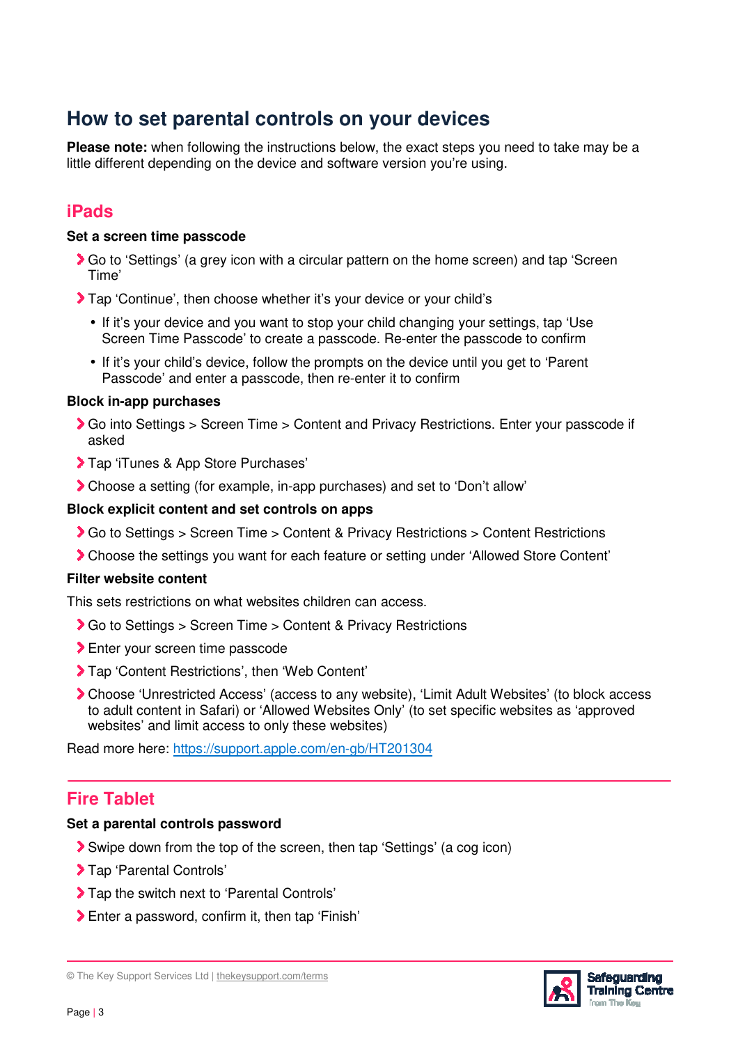## How to set parental controls on your devices

**Please note:** when following the instructions below, the exact steps you need to take may be a little different depending on the device and software version you're using.

### iPads

**Set a screen time passcode**

- Go to 'Settings' (a grey icon with a circular pattern on the home screen) and tap 'Screen Time'
- Tap 'Continue', then choose whether it's your device or your child's
  - If it's your device and you want to stop your child changing your settings, tap 'Use Screen Time Passcode' to create a passcode. Re-enter the passcode to confirm
  - If it's your child's device, follow the prompts on the device until you get to 'Parent Passcode' and enter a passcode, then re-enter it to confirm

**Block in-app purchases**

- Go into Settings > Screen Time > Content and Privacy Restrictions. Enter your passcode if asked
- Tap 'iTunes & App Store Purchases'
- Choose a setting (for example, in-app purchases) and set to 'Don't allow'

**Block explicit content and set controls on apps**

- Go to Settings > Screen Time > Content & Privacy Restrictions > Content Restrictions
- Choose the settings you want for each feature or setting under 'Allowed Store Content'

**Filter website content**

This sets restrictions on what websites children can access.

- Go to Settings > Screen Time > Content & Privacy Restrictions
- Enter your screen time passcode
- Tap 'Content Restrictions', then 'Web Content'
- Choose 'Unrestricted Access' (access to any website), 'Limit Adult Websites' (to block access to adult content in Safari) or 'Allowed Websites Only' (to set specific websites as 'approved websites' and limit access to only these websites)

Read more here: https://support.apple.com/en-gb/HT201304

### Fire Tablet

**Set a parental controls password**

- Swipe down from the top of the screen, then tap 'Settings' (a cog icon)
- Tap 'Parental Controls'
- Tap the switch next to 'Parental Controls'
- Enter a password, confirm it, then tap 'Finish'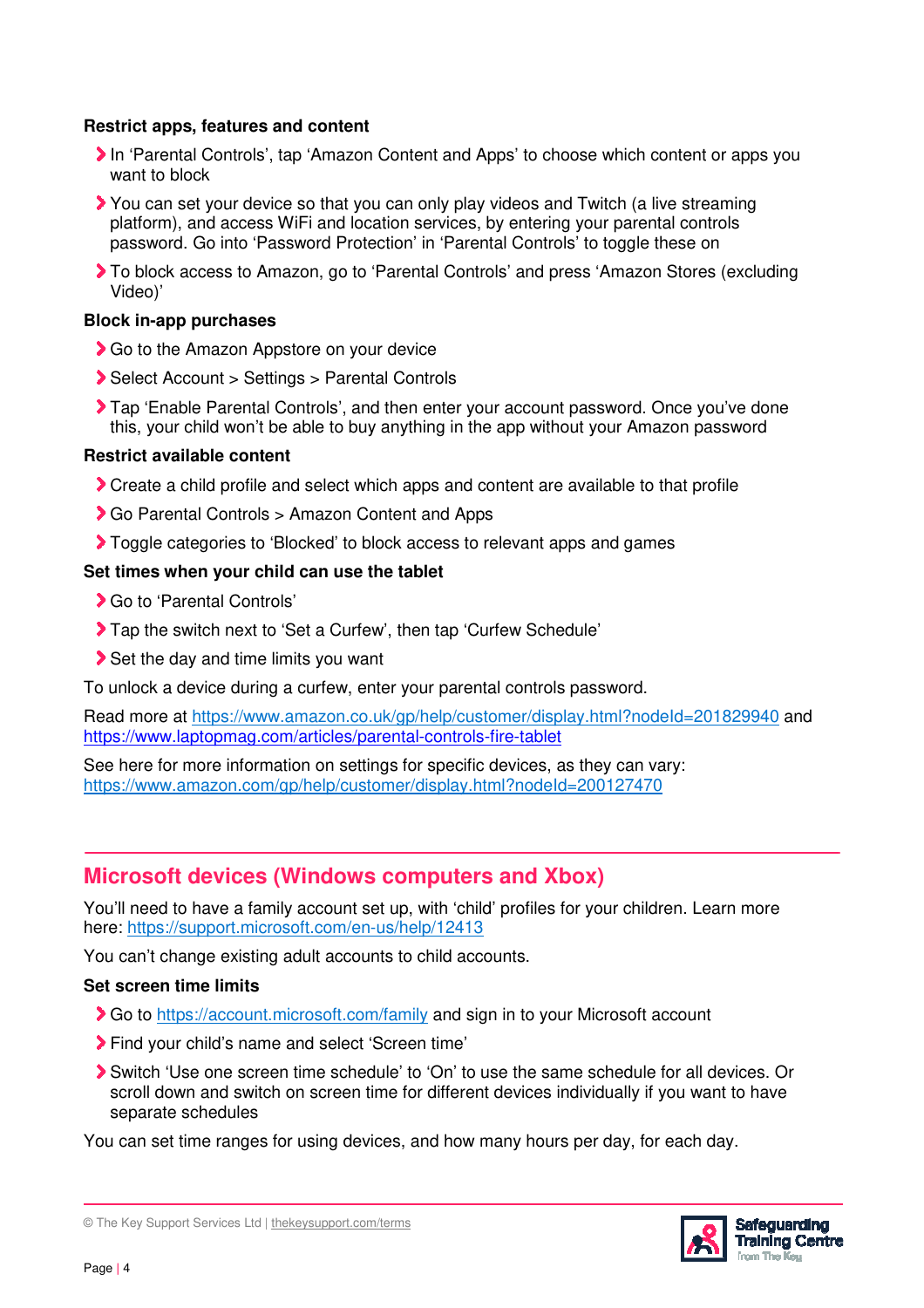#### Restrict apps, features and content

- In 'Parental Controls', tap 'Amazon Content and Apps' to choose which content or apps you want to block
- You can set your device so that you can only play videos and Twitch (a live streaming platform), and access WiFi and location services, by entering your parental controls password. Go into 'Password Protection' in 'Parental Controls' to toggle these on
- To block access to Amazon, go to 'Parental Controls' and press 'Amazon Stores (excluding Video)'

#### Block in-app purchases

- Go to the Amazon Appstore on your device
- Select Account > Settings > Parental Controls
- Tap 'Enable Parental Controls', and then enter your account password. Once you've done this, your child won't be able to buy anything in the app without your Amazon password

#### Restrict available content

- Create a child profile and select which apps and content are available to that profile
- Go Parental Controls > Amazon Content and Apps
- Toggle categories to 'Blocked' to block access to relevant apps and games

#### Set times when your child can use the tablet

- Go to 'Parental Controls'
- Tap the switch next to 'Set a Curfew', then tap 'Curfew Schedule'
- Set the day and time limits you want

To unlock a device during a curfew, enter your parental controls password.

Read more at https://www.amazon.co.uk/gp/help/customer/display.html?nodeId=201829940 and https://www.laptopmag.com/articles/parental-controls-fire-tablet

See here for more information on settings for specific devices, as they can vary: https://www.amazon.com/gp/help/customer/display.html?nodeId=200127470

## Microsoft devices (Windows computers and Xbox)

You'll need to have a family account set up, with 'child' profiles for your children. Learn more here: https://support.microsoft.com/en-us/help/12413

You can't change existing adult accounts to child accounts.

#### Set screen time limits

- Go to https://account.microsoft.com/family and sign in to your Microsoft account
- Find your child's name and select 'Screen time'
- Switch 'Use one screen time schedule' to 'On' to use the same schedule for all devices. Or scroll down and switch on screen time for different devices individually if you want to have separate schedules

You can set time ranges for using devices, and how many hours per day, for each day.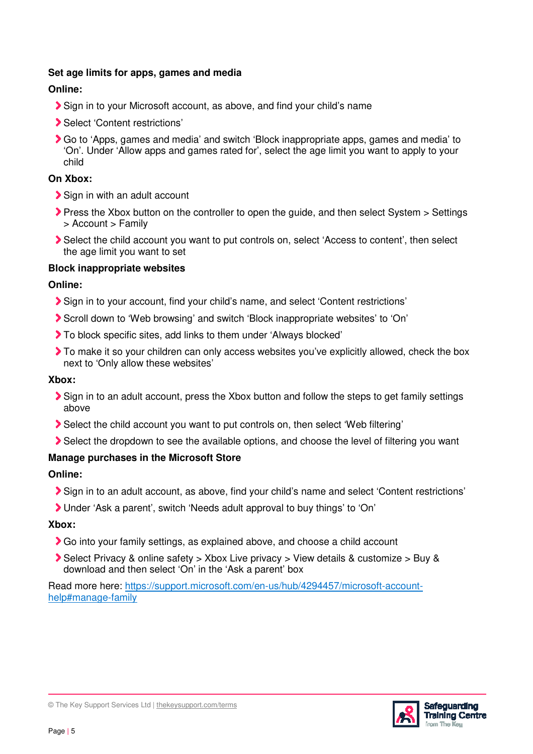**Set age limits for apps, games and media**

**Online:**

- Sign in to your Microsoft account, as above, and find your child's name
- Select 'Content restrictions'
- Go to 'Apps, games and media' and switch 'Block inappropriate apps, games and media' to 'On'. Under 'Allow apps and games rated for', select the age limit you want to apply to your child

**On Xbox:**

- Sign in with an adult account
- Press the Xbox button on the controller to open the guide, and then select System > Settings > Account > Family
- Select the child account you want to put controls on, select 'Access to content', then select the age limit you want to set

**Block inappropriate websites**

**Online:**

- Sign in to your account, find your child's name, and select 'Content restrictions'
- Scroll down to 'Web browsing' and switch 'Block inappropriate websites' to 'On'
- To block specific sites, add links to them under 'Always blocked'
- To make it so your children can only access websites you've explicitly allowed, check the box next to 'Only allow these websites'

**Xbox:**

- Sign in to an adult account, press the Xbox button and follow the steps to get family settings above
- Select the child account you want to put controls on, then select 'Web filtering'
- Select the dropdown to see the available options, and choose the level of filtering you want

**Manage purchases in the Microsoft Store**

**Online:**

- Sign in to an adult account, as above, find your child's name and select 'Content restrictions'
- Under 'Ask a parent', switch 'Needs adult approval to buy things' to 'On'

**Xbox:**

- Go into your family settings, as explained above, and choose a child account
- Select Privacy & online safety > Xbox Live privacy > View details & customize > Buy & download and then select 'On' in the 'Ask a parent' box

Read more here: [https://support.microsoft.com/en-us/hub/4294457/microsoft-account-help#manage-family](https://support.microsoft.com/en-us/hub/4294457/microsoft-account-help#manage-family)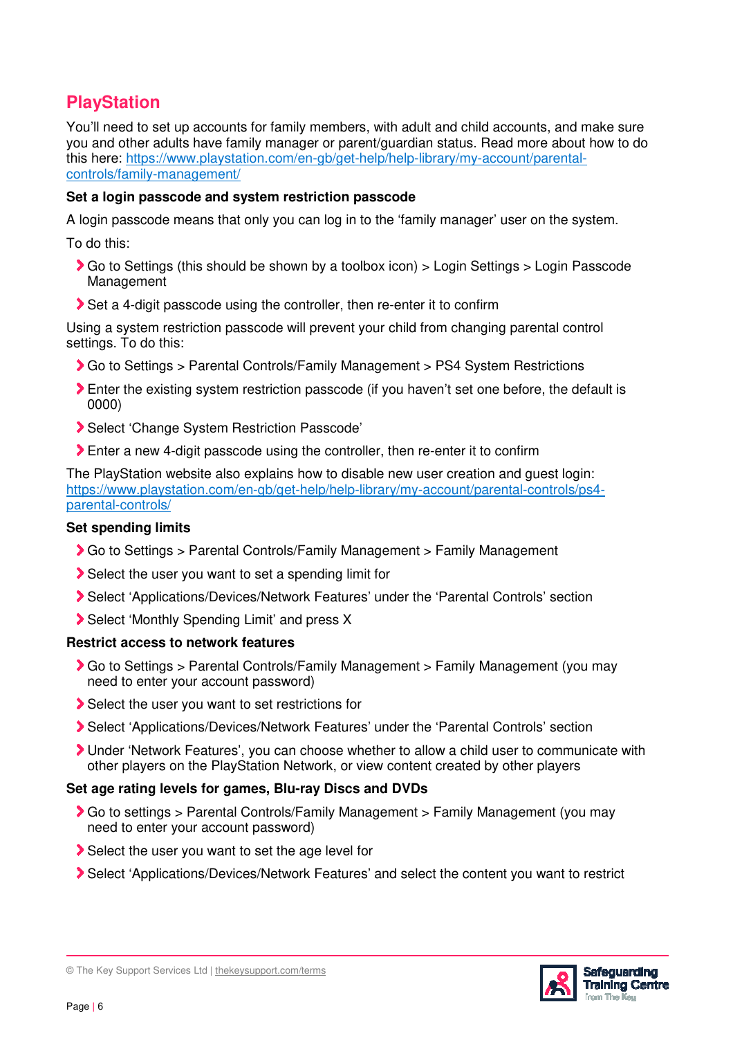## PlayStation

You'll need to set up accounts for family members, with adult and child accounts, and make sure you and other adults have family manager or parent/guardian status. Read more about how to do this here: [https://www.playstation.com/en-gb/get-help/help-library/my-account/parental-controls/family-management/](https://www.playstation.com/en-gb/get-help/help-library/my-account/parental-controls/family-management/)

**Set a login passcode and system restriction passcode**

A login passcode means that only you can log in to the 'family manager' user on the system.

To do this:

- Go to Settings (this should be shown by a toolbox icon) > Login Settings > Login Passcode Management
- Set a 4-digit passcode using the controller, then re-enter it to confirm

Using a system restriction passcode will prevent your child from changing parental control settings. To do this:

- Go to Settings > Parental Controls/Family Management > PS4 System Restrictions
- Enter the existing system restriction passcode (if you haven't set one before, the default is 0000)
- Select 'Change System Restriction Passcode'
- Enter a new 4-digit passcode using the controller, then re-enter it to confirm

The PlayStation website also explains how to disable new user creation and guest login: [https://www.playstation.com/en-gb/get-help/help-library/my-account/parental-controls/ps4-parental-controls/](https://www.playstation.com/en-gb/get-help/help-library/my-account/parental-controls/ps4-parental-controls/)

**Set spending limits**

- Go to Settings > Parental Controls/Family Management > Family Management
- Select the user you want to set a spending limit for
- Select 'Applications/Devices/Network Features' under the 'Parental Controls' section
- Select 'Monthly Spending Limit' and press X

**Restrict access to network features**

- Go to Settings > Parental Controls/Family Management > Family Management (you may need to enter your account password)
- Select the user you want to set restrictions for
- Select 'Applications/Devices/Network Features' under the 'Parental Controls' section
- Under 'Network Features', you can choose whether to allow a child user to communicate with other players on the PlayStation Network, or view content created by other players

**Set age rating levels for games, Blu-ray Discs and DVDs**

- Go to settings > Parental Controls/Family Management > Family Management (you may need to enter your account password)
- Select the user you want to set the age level for
- Select 'Applications/Devices/Network Features' and select the content you want to restrict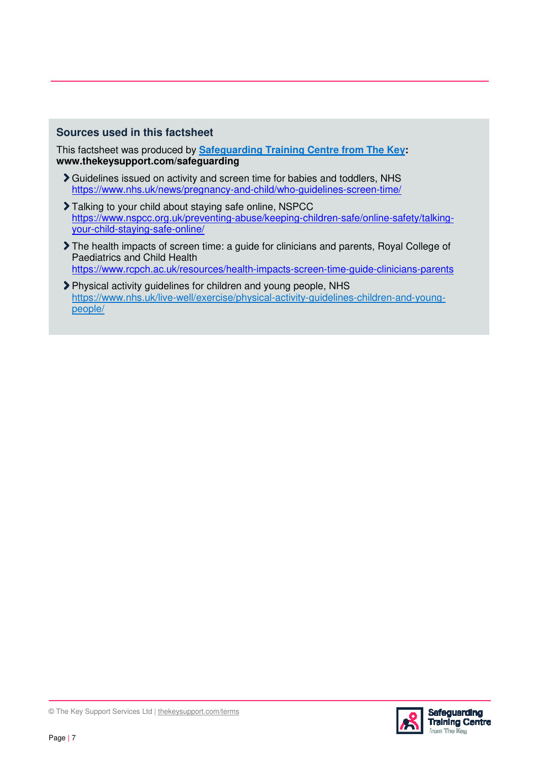## Sources used in this factsheet

This factsheet was produced by **Safeguarding Training Centre from The Key**: **www.thekeysupport.com/safeguarding**

- Guidelines issued on activity and screen time for babies and toddlers, NHS https://www.nhs.uk/news/pregnancy-and-child/who-guidelines-screen-time/
- Talking to your child about staying safe online, NSPCC https://www.nspcc.org.uk/preventing-abuse/keeping-children-safe/online-safety/talking-your-child-staying-safe-online/
- The health impacts of screen time: a guide for clinicians and parents, Royal College of Paediatrics and Child Health https://www.rcpch.ac.uk/resources/health-impacts-screen-time-guide-clinicians-parents
- Physical activity guidelines for children and young people, NHS https://www.nhs.uk/live-well/exercise/physical-activity-guidelines-children-and-young-people/

© The Key Support Services Ltd | thekeysupport.com/terms